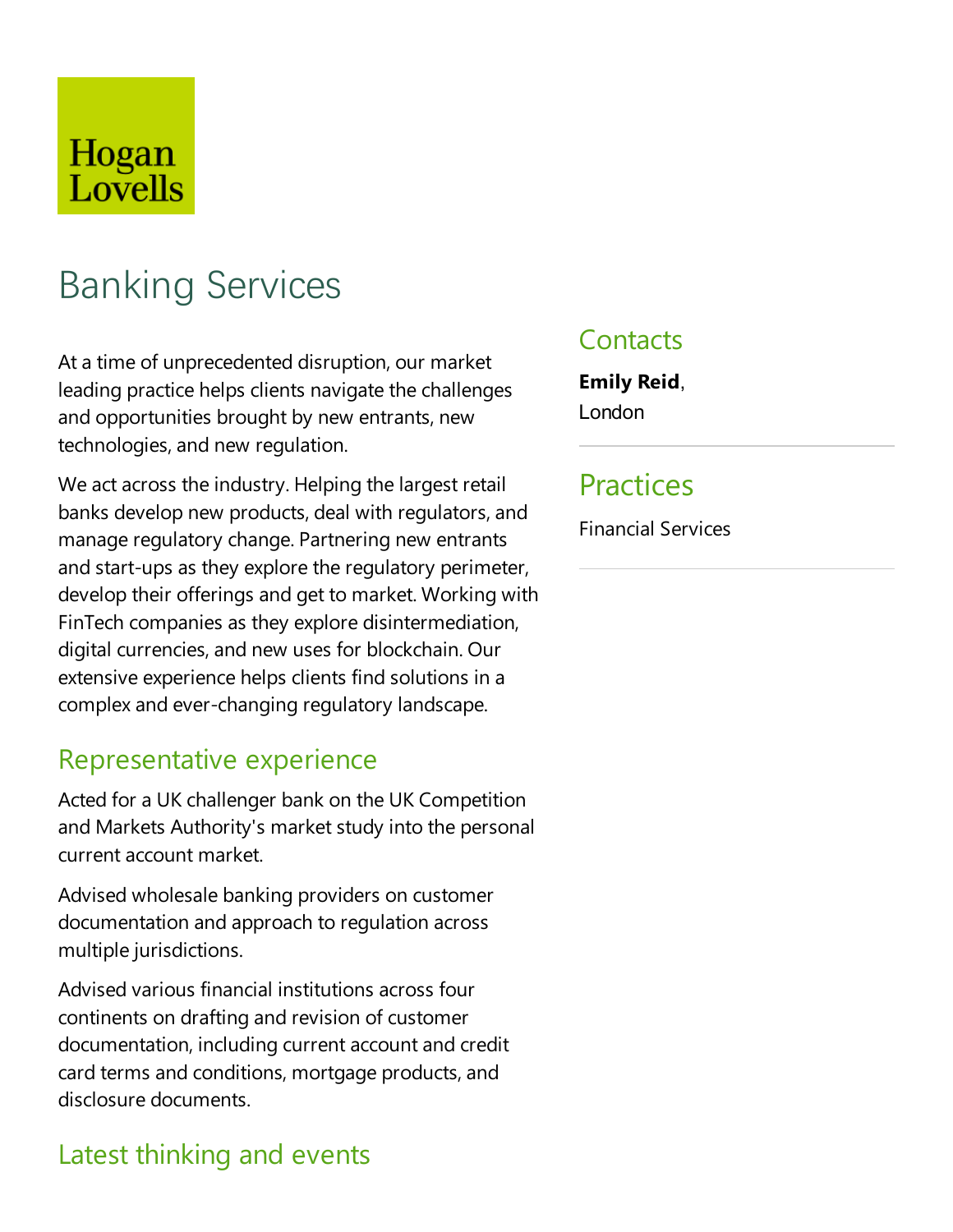Hogan Lovells

# Banking Services

At a time of unprecedented disruption, our market leading practice helps clients navigate the challenges and opportunities brought by new entrants, new technologies, and new regulation.

We act across the industry. Helping the largest retail banks develop new products, deal with regulators, and manage regulatory change. Partnering new entrants and start-ups as they explore the regulatory perimeter, develop their offerings and get to market. Working with FinTech companies as they explore disintermediation, digital currencies, and new uses for blockchain. Our extensive experience helps clients find solutions in a complex and ever-changing regulatory landscape.

## Representative experience

Acted for a UK challenger bank on the UK Competition and Markets Authority's market study into the personal current account market.

Advised wholesale banking providers on customer documentation and approach to regulation across multiple jurisdictions.

Advised various financial institutions across four continents on drafting and revision of customer documentation, including current account and credit card terms and conditions, mortgage products, and disclosure documents.

## Latest thinking and events

## Contacts

**Emily Reid**, London

## Practices

Financial Services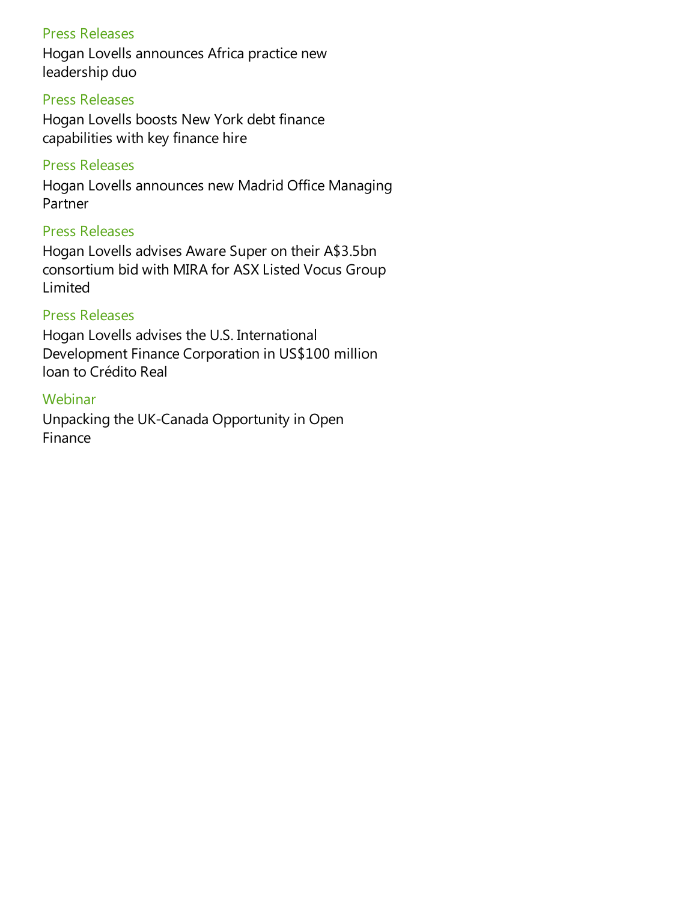Press Releases

Hogan Lovells announces Africa practice new leadership duo

Press Releases

Hogan Lovells boosts New York debt finance capabilities with key finance hire

Press Releases

Hogan Lovells announces new Madrid Office Managing Partner

Press Releases

Hogan Lovells advises Aware Super on their A$3.5bn consortium bid with MIRA for ASX Listed Vocus Group Limited

Press Releases

Hogan Lovells advises the U.S. International Development Finance Corporation in US$100 million loan to Crédito Real

Webinar

Unpacking the UK-Canada Opportunity in Open Finance